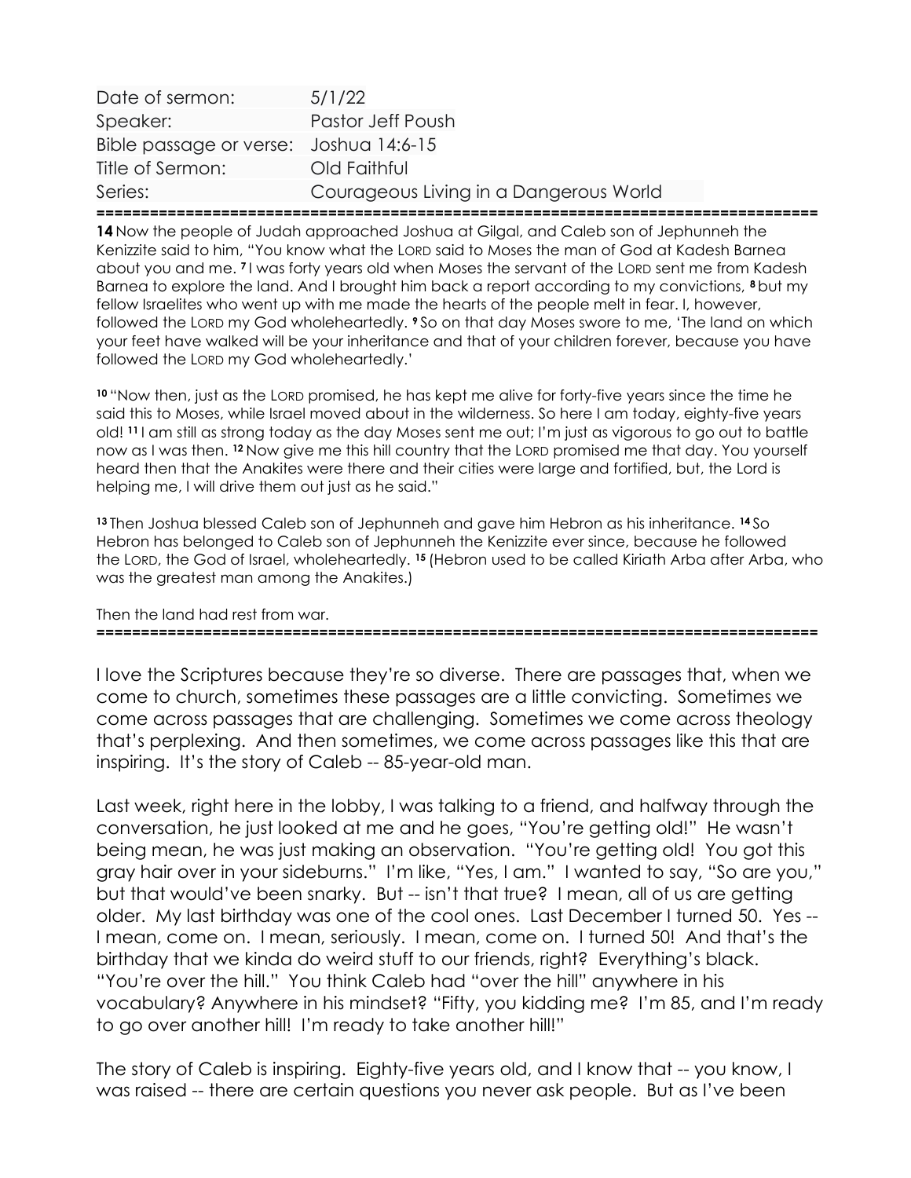| Date of sermon: | 5/1/22 |
| --- | --- |
| Speaker: | Pastor Jeff Poush |
| Bible passage or verse: | Joshua 14:6-15 |
| Title of Sermon: | Old Faithful |
| Series: | Courageous Living in a Dangerous World |

================================================================================

**14** Now the people of Judah approached Joshua at Gilgal, and Caleb son of Jephunneh the Kenizzite said to him, "You know what the LORD said to Moses the man of God at Kadesh Barnea about you and me. **7** I was forty years old when Moses the servant of the LORD sent me from Kadesh Barnea to explore the land. And I brought him back a report according to my convictions, **8** but my fellow Israelites who went up with me made the hearts of the people melt in fear. I, however, followed the LORD my God wholeheartedly. **9** So on that day Moses swore to me, 'The land on which your feet have walked will be your inheritance and that of your children forever, because you have followed the LORD my God wholeheartedly.'

**10** "Now then, just as the LORD promised, he has kept me alive for forty-five years since the time he said this to Moses, while Israel moved about in the wilderness. So here I am today, eighty-five years old! **11** I am still as strong today as the day Moses sent me out; I'm just as vigorous to go out to battle now as I was then. **12** Now give me this hill country that the LORD promised me that day. You yourself heard then that the Anakites were there and their cities were large and fortified, but, the Lord is helping me, I will drive them out just as he said."

**13** Then Joshua blessed Caleb son of Jephunneh and gave him Hebron as his inheritance. **14** So Hebron has belonged to Caleb son of Jephunneh the Kenizzite ever since, because he followed the LORD, the God of Israel, wholeheartedly. **15** (Hebron used to be called Kiriath Arba after Arba, who was the greatest man among the Anakites.)

Then the land had rest from war.

================================================================================

I love the Scriptures because they're so diverse. There are passages that, when we come to church, sometimes these passages are a little convicting. Sometimes we come across passages that are challenging. Sometimes we come across theology that's perplexing. And then sometimes, we come across passages like this that are inspiring. It's the story of Caleb -- 85-year-old man.

Last week, right here in the lobby, I was talking to a friend, and halfway through the conversation, he just looked at me and he goes, "You're getting old!" He wasn't being mean, he was just making an observation. "You're getting old! You got this gray hair over in your sideburns." I'm like, "Yes, I am." I wanted to say, "So are you," but that would've been snarky. But -- isn't that true? I mean, all of us are getting older. My last birthday was one of the cool ones. Last December I turned 50. Yes -- I mean, come on. I mean, seriously. I mean, come on. I turned 50! And that's the birthday that we kinda do weird stuff to our friends, right? Everything's black. "You're over the hill." You think Caleb had "over the hill" anywhere in his vocabulary? Anywhere in his mindset? "Fifty, you kidding me? I'm 85, and I'm ready to go over another hill! I'm ready to take another hill!"

The story of Caleb is inspiring. Eighty-five years old, and I know that -- you know, I was raised -- there are certain questions you never ask people. But as I've been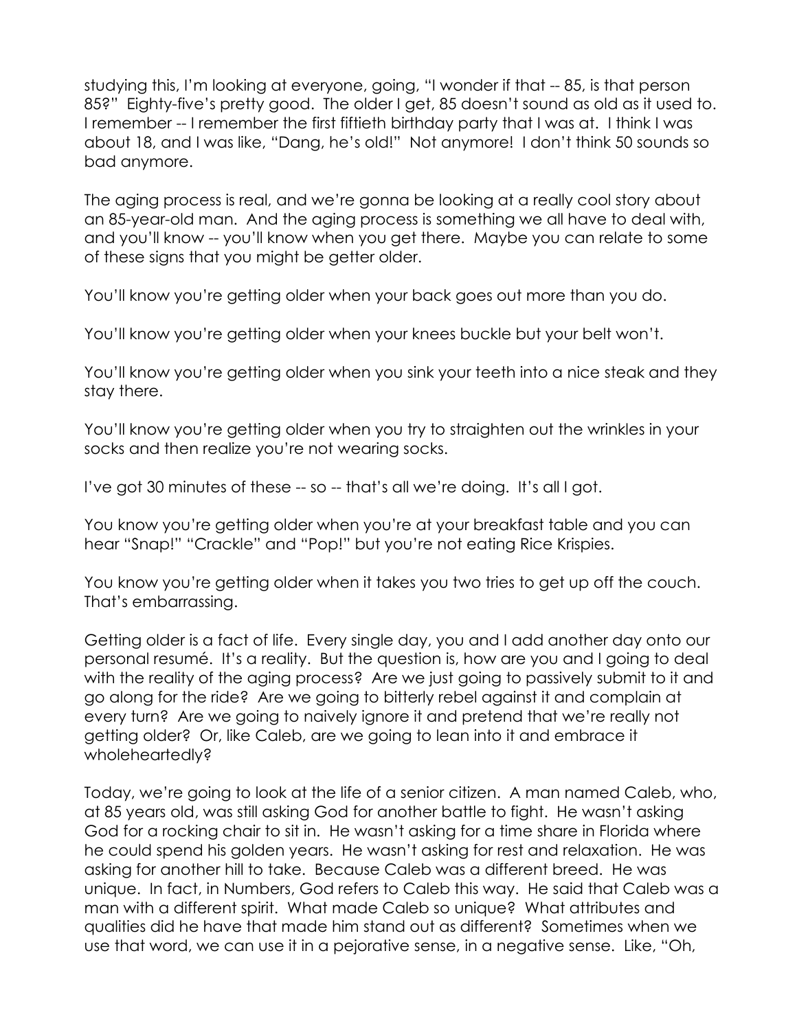studying this, I'm looking at everyone, going, "I wonder if that -- 85, is that person 85?" Eighty-five's pretty good. The older I get, 85 doesn't sound as old as it used to. I remember -- I remember the first fiftieth birthday party that I was at. I think I was about 18, and I was like, "Dang, he's old!" Not anymore! I don't think 50 sounds so bad anymore.

The aging process is real, and we're gonna be looking at a really cool story about an 85-year-old man. And the aging process is something we all have to deal with, and you'll know -- you'll know when you get there. Maybe you can relate to some of these signs that you might be getter older.

You'll know you're getting older when your back goes out more than you do.

You'll know you're getting older when your knees buckle but your belt won't.

You'll know you're getting older when you sink your teeth into a nice steak and they stay there.

You'll know you're getting older when you try to straighten out the wrinkles in your socks and then realize you're not wearing socks.

I've got 30 minutes of these -- so -- that's all we're doing. It's all I got.

You know you're getting older when you're at your breakfast table and you can hear "Snap!" "Crackle" and "Pop!" but you're not eating Rice Krispies.

You know you're getting older when it takes you two tries to get up off the couch. That's embarrassing.

Getting older is a fact of life. Every single day, you and I add another day onto our personal resumé. It's a reality. But the question is, how are you and I going to deal with the reality of the aging process? Are we just going to passively submit to it and go along for the ride? Are we going to bitterly rebel against it and complain at every turn? Are we going to naively ignore it and pretend that we're really not getting older? Or, like Caleb, are we going to lean into it and embrace it wholeheartedly?

Today, we're going to look at the life of a senior citizen. A man named Caleb, who, at 85 years old, was still asking God for another battle to fight. He wasn't asking God for a rocking chair to sit in. He wasn't asking for a time share in Florida where he could spend his golden years. He wasn't asking for rest and relaxation. He was asking for another hill to take. Because Caleb was a different breed. He was unique. In fact, in Numbers, God refers to Caleb this way. He said that Caleb was a man with a different spirit. What made Caleb so unique? What attributes and qualities did he have that made him stand out as different? Sometimes when we use that word, we can use it in a pejorative sense, in a negative sense. Like, "Oh,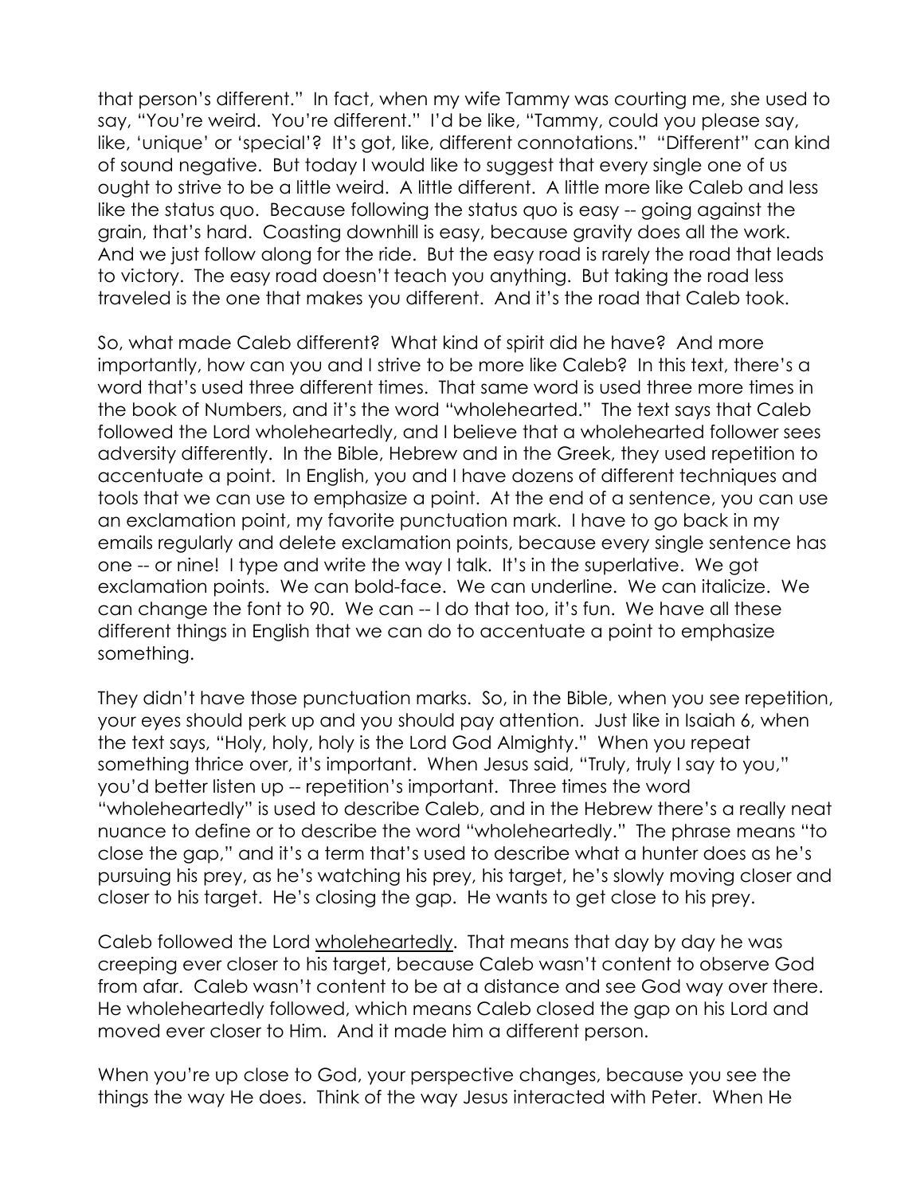that person's different." In fact, when my wife Tammy was courting me, she used to say, "You're weird. You're different." I'd be like, "Tammy, could you please say, like, 'unique' or 'special'? It's got, like, different connotations." "Different" can kind of sound negative. But today I would like to suggest that every single one of us ought to strive to be a little weird. A little different. A little more like Caleb and less like the status quo. Because following the status quo is easy -- going against the grain, that's hard. Coasting downhill is easy, because gravity does all the work. And we just follow along for the ride. But the easy road is rarely the road that leads to victory. The easy road doesn't teach you anything. But taking the road less traveled is the one that makes you different. And it's the road that Caleb took.

So, what made Caleb different? What kind of spirit did he have? And more importantly, how can you and I strive to be more like Caleb? In this text, there's a word that's used three different times. That same word is used three more times in the book of Numbers, and it's the word "wholehearted." The text says that Caleb followed the Lord wholeheartedly, and I believe that a wholehearted follower sees adversity differently. In the Bible, Hebrew and in the Greek, they used repetition to accentuate a point. In English, you and I have dozens of different techniques and tools that we can use to emphasize a point. At the end of a sentence, you can use an exclamation point, my favorite punctuation mark. I have to go back in my emails regularly and delete exclamation points, because every single sentence has one -- or nine! I type and write the way I talk. It's in the superlative. We got exclamation points. We can bold-face. We can underline. We can italicize. We can change the font to 90. We can -- I do that too, it's fun. We have all these different things in English that we can do to accentuate a point to emphasize something.

They didn't have those punctuation marks. So, in the Bible, when you see repetition, your eyes should perk up and you should pay attention. Just like in Isaiah 6, when the text says, "Holy, holy, holy is the Lord God Almighty." When you repeat something thrice over, it's important. When Jesus said, "Truly, truly I say to you," you'd better listen up -- repetition's important. Three times the word "wholeheartedly" is used to describe Caleb, and in the Hebrew there's a really neat nuance to define or to describe the word "wholeheartedly." The phrase means "to close the gap," and it's a term that's used to describe what a hunter does as he's pursuing his prey, as he's watching his prey, his target, he's slowly moving closer and closer to his target. He's closing the gap. He wants to get close to his prey.

Caleb followed the Lord <u>wholeheartedly</u>. That means that day by day he was creeping ever closer to his target, because Caleb wasn't content to observe God from afar. Caleb wasn't content to be at a distance and see God way over there. He wholeheartedly followed, which means Caleb closed the gap on his Lord and moved ever closer to Him. And it made him a different person.

When you're up close to God, your perspective changes, because you see the things the way He does. Think of the way Jesus interacted with Peter. When He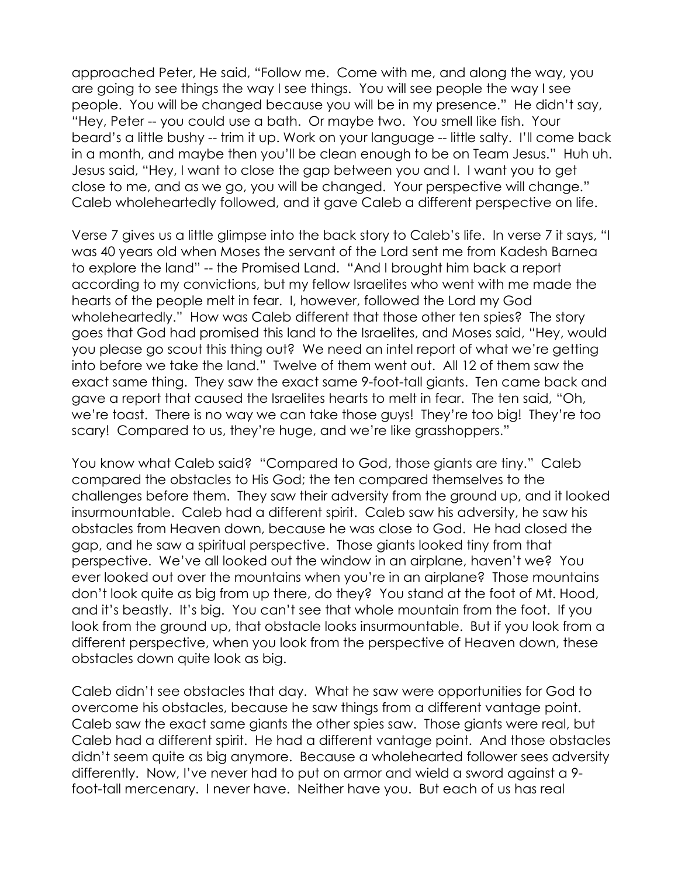approached Peter, He said, "Follow me. Come with me, and along the way, you are going to see things the way I see things. You will see people the way I see people. You will be changed because you will be in my presence." He didn't say, "Hey, Peter -- you could use a bath. Or maybe two. You smell like fish. Your beard's a little bushy -- trim it up. Work on your language -- little salty. I'll come back in a month, and maybe then you'll be clean enough to be on Team Jesus." Huh uh. Jesus said, "Hey, I want to close the gap between you and I. I want you to get close to me, and as we go, you will be changed. Your perspective will change." Caleb wholeheartedly followed, and it gave Caleb a different perspective on life.

Verse 7 gives us a little glimpse into the back story to Caleb's life. In verse 7 it says, "I was 40 years old when Moses the servant of the Lord sent me from Kadesh Barnea to explore the land" -- the Promised Land. "And I brought him back a report according to my convictions, but my fellow Israelites who went with me made the hearts of the people melt in fear. I, however, followed the Lord my God wholeheartedly." How was Caleb different that those other ten spies? The story goes that God had promised this land to the Israelites, and Moses said, "Hey, would you please go scout this thing out? We need an intel report of what we're getting into before we take the land." Twelve of them went out. All 12 of them saw the exact same thing. They saw the exact same 9-foot-tall giants. Ten came back and gave a report that caused the Israelites hearts to melt in fear. The ten said, "Oh, we're toast. There is no way we can take those guys! They're too big! They're too scary! Compared to us, they're huge, and we're like grasshoppers."

You know what Caleb said? "Compared to God, those giants are tiny." Caleb compared the obstacles to His God; the ten compared themselves to the challenges before them. They saw their adversity from the ground up, and it looked insurmountable. Caleb had a different spirit. Caleb saw his adversity, he saw his obstacles from Heaven down, because he was close to God. He had closed the gap, and he saw a spiritual perspective. Those giants looked tiny from that perspective. We've all looked out the window in an airplane, haven't we? You ever looked out over the mountains when you're in an airplane? Those mountains don't look quite as big from up there, do they? You stand at the foot of Mt. Hood, and it's beastly. It's big. You can't see that whole mountain from the foot. If you look from the ground up, that obstacle looks insurmountable. But if you look from a different perspective, when you look from the perspective of Heaven down, these obstacles down quite look as big.

Caleb didn't see obstacles that day. What he saw were opportunities for God to overcome his obstacles, because he saw things from a different vantage point. Caleb saw the exact same giants the other spies saw. Those giants were real, but Caleb had a different spirit. He had a different vantage point. And those obstacles didn't seem quite as big anymore. Because a wholehearted follower sees adversity differently. Now, I've never had to put on armor and wield a sword against a 9-foot-tall mercenary. I never have. Neither have you. But each of us has real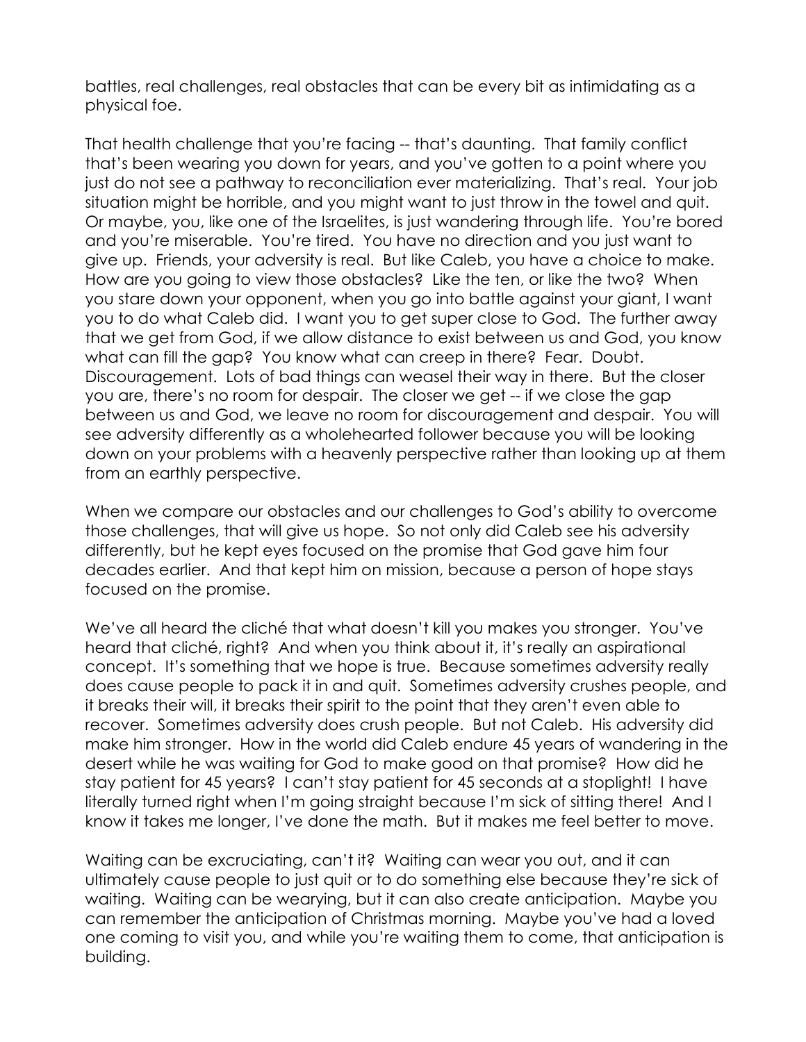battles, real challenges, real obstacles that can be every bit as intimidating as a physical foe.

That health challenge that you're facing -- that's daunting. That family conflict that's been wearing you down for years, and you've gotten to a point where you just do not see a pathway to reconciliation ever materializing. That's real. Your job situation might be horrible, and you might want to just throw in the towel and quit. Or maybe, you, like one of the Israelites, is just wandering through life. You're bored and you're miserable. You're tired. You have no direction and you just want to give up. Friends, your adversity is real. But like Caleb, you have a choice to make. How are you going to view those obstacles? Like the ten, or like the two? When you stare down your opponent, when you go into battle against your giant, I want you to do what Caleb did. I want you to get super close to God. The further away that we get from God, if we allow distance to exist between us and God, you know what can fill the gap? You know what can creep in there? Fear. Doubt. Discouragement. Lots of bad things can weasel their way in there. But the closer you are, there's no room for despair. The closer we get -- if we close the gap between us and God, we leave no room for discouragement and despair. You will see adversity differently as a wholehearted follower because you will be looking down on your problems with a heavenly perspective rather than looking up at them from an earthly perspective.

When we compare our obstacles and our challenges to God's ability to overcome those challenges, that will give us hope. So not only did Caleb see his adversity differently, but he kept eyes focused on the promise that God gave him four decades earlier. And that kept him on mission, because a person of hope stays focused on the promise.

We've all heard the cliché that what doesn't kill you makes you stronger. You've heard that cliché, right? And when you think about it, it's really an aspirational concept. It's something that we hope is true. Because sometimes adversity really does cause people to pack it in and quit. Sometimes adversity crushes people, and it breaks their will, it breaks their spirit to the point that they aren't even able to recover. Sometimes adversity does crush people. But not Caleb. His adversity did make him stronger. How in the world did Caleb endure 45 years of wandering in the desert while he was waiting for God to make good on that promise? How did he stay patient for 45 years? I can't stay patient for 45 seconds at a stoplight! I have literally turned right when I'm going straight because I'm sick of sitting there! And I know it takes me longer, I've done the math. But it makes me feel better to move.

Waiting can be excruciating, can't it? Waiting can wear you out, and it can ultimately cause people to just quit or to do something else because they're sick of waiting. Waiting can be wearying, but it can also create anticipation. Maybe you can remember the anticipation of Christmas morning. Maybe you've had a loved one coming to visit you, and while you're waiting them to come, that anticipation is building.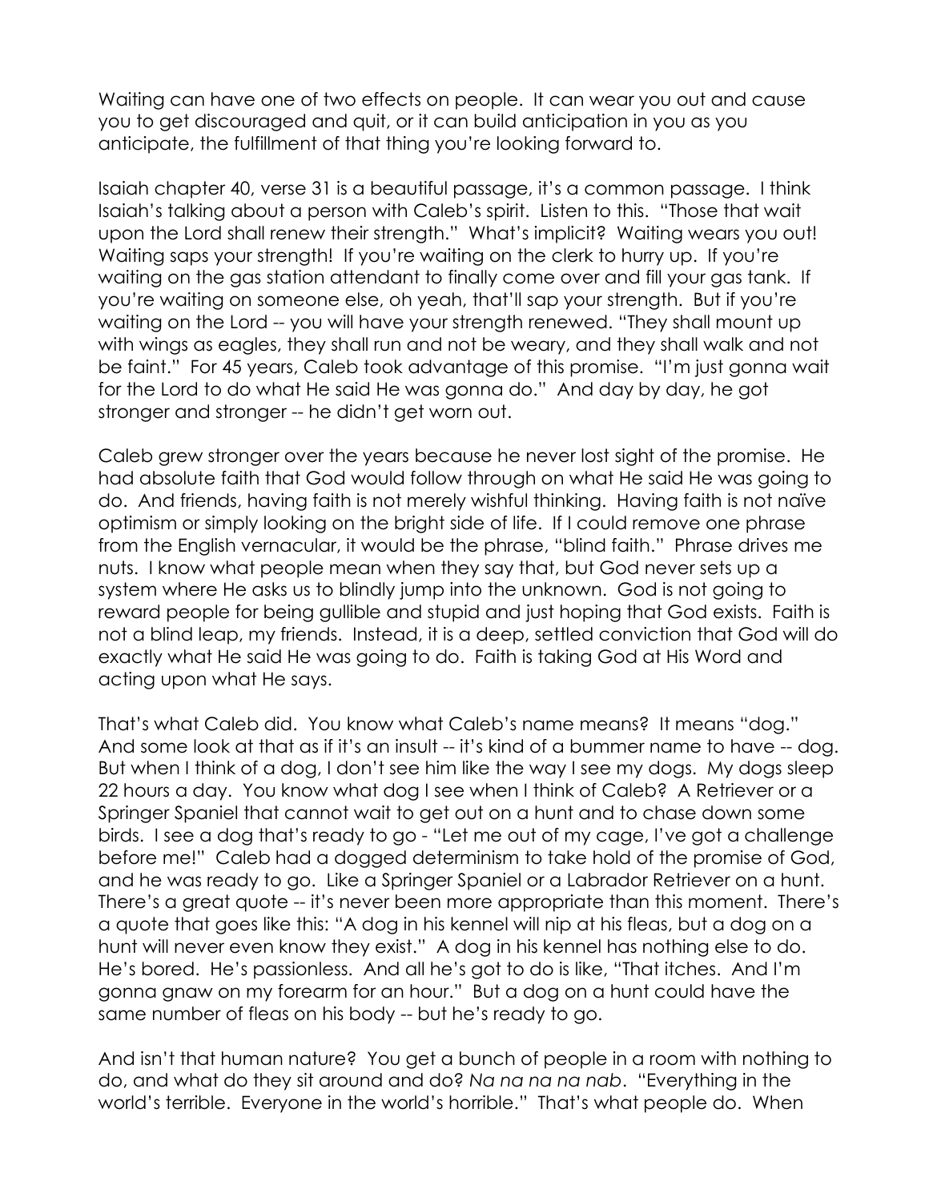Waiting can have one of two effects on people. It can wear you out and cause you to get discouraged and quit, or it can build anticipation in you as you anticipate, the fulfillment of that thing you're looking forward to.

Isaiah chapter 40, verse 31 is a beautiful passage, it's a common passage. I think Isaiah's talking about a person with Caleb's spirit. Listen to this. "Those that wait upon the Lord shall renew their strength." What's implicit? Waiting wears you out! Waiting saps your strength! If you're waiting on the clerk to hurry up. If you're waiting on the gas station attendant to finally come over and fill your gas tank. If you're waiting on someone else, oh yeah, that'll sap your strength. But if you're waiting on the Lord -- you will have your strength renewed. "They shall mount up with wings as eagles, they shall run and not be weary, and they shall walk and not be faint." For 45 years, Caleb took advantage of this promise. "I'm just gonna wait for the Lord to do what He said He was gonna do." And day by day, he got stronger and stronger -- he didn't get worn out.

Caleb grew stronger over the years because he never lost sight of the promise. He had absolute faith that God would follow through on what He said He was going to do. And friends, having faith is not merely wishful thinking. Having faith is not naïve optimism or simply looking on the bright side of life. If I could remove one phrase from the English vernacular, it would be the phrase, "blind faith." Phrase drives me nuts. I know what people mean when they say that, but God never sets up a system where He asks us to blindly jump into the unknown. God is not going to reward people for being gullible and stupid and just hoping that God exists. Faith is not a blind leap, my friends. Instead, it is a deep, settled conviction that God will do exactly what He said He was going to do. Faith is taking God at His Word and acting upon what He says.

That's what Caleb did. You know what Caleb's name means? It means "dog." And some look at that as if it's an insult -- it's kind of a bummer name to have -- dog. But when I think of a dog, I don't see him like the way I see my dogs. My dogs sleep 22 hours a day. You know what dog I see when I think of Caleb? A Retriever or a Springer Spaniel that cannot wait to get out on a hunt and to chase down some birds. I see a dog that's ready to go - "Let me out of my cage, I've got a challenge before me!" Caleb had a dogged determinism to take hold of the promise of God, and he was ready to go. Like a Springer Spaniel or a Labrador Retriever on a hunt. There's a great quote -- it's never been more appropriate than this moment. There's a quote that goes like this: "A dog in his kennel will nip at his fleas, but a dog on a hunt will never even know they exist." A dog in his kennel has nothing else to do. He's bored. He's passionless. And all he's got to do is like, "That itches. And I'm gonna gnaw on my forearm for an hour." But a dog on a hunt could have the same number of fleas on his body -- but he's ready to go.

And isn't that human nature? You get a bunch of people in a room with nothing to do, and what do they sit around and do? *Na na na na nab*. "Everything in the world's terrible. Everyone in the world's horrible." That's what people do. When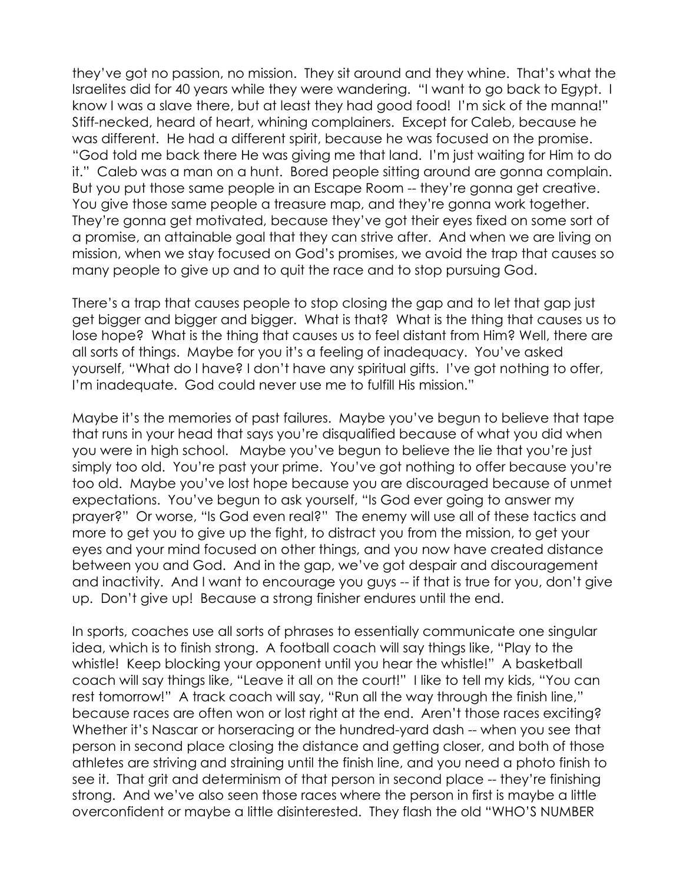they've got no passion, no mission. They sit around and they whine. That's what the Israelites did for 40 years while they were wandering. "I want to go back to Egypt. I know I was a slave there, but at least they had good food! I'm sick of the manna!" Stiff-necked, heard of heart, whining complainers. Except for Caleb, because he was different. He had a different spirit, because he was focused on the promise. "God told me back there He was giving me that land. I'm just waiting for Him to do it." Caleb was a man on a hunt. Bored people sitting around are gonna complain. But you put those same people in an Escape Room -- they're gonna get creative. You give those same people a treasure map, and they're gonna work together. They're gonna get motivated, because they've got their eyes fixed on some sort of a promise, an attainable goal that they can strive after. And when we are living on mission, when we stay focused on God's promises, we avoid the trap that causes so many people to give up and to quit the race and to stop pursuing God.

There's a trap that causes people to stop closing the gap and to let that gap just get bigger and bigger and bigger. What is that? What is the thing that causes us to lose hope? What is the thing that causes us to feel distant from Him? Well, there are all sorts of things. Maybe for you it's a feeling of inadequacy. You've asked yourself, "What do I have? I don't have any spiritual gifts. I've got nothing to offer, I'm inadequate. God could never use me to fulfill His mission."

Maybe it's the memories of past failures. Maybe you've begun to believe that tape that runs in your head that says you're disqualified because of what you did when you were in high school. Maybe you've begun to believe the lie that you're just simply too old. You're past your prime. You've got nothing to offer because you're too old. Maybe you've lost hope because you are discouraged because of unmet expectations. You've begun to ask yourself, "Is God ever going to answer my prayer?" Or worse, "Is God even real?" The enemy will use all of these tactics and more to get you to give up the fight, to distract you from the mission, to get your eyes and your mind focused on other things, and you now have created distance between you and God. And in the gap, we've got despair and discouragement and inactivity. And I want to encourage you guys -- if that is true for you, don't give up. Don't give up! Because a strong finisher endures until the end.

In sports, coaches use all sorts of phrases to essentially communicate one singular idea, which is to finish strong. A football coach will say things like, "Play to the whistle! Keep blocking your opponent until you hear the whistle!" A basketball coach will say things like, "Leave it all on the court!" I like to tell my kids, "You can rest tomorrow!" A track coach will say, "Run all the way through the finish line," because races are often won or lost right at the end. Aren't those races exciting? Whether it's Nascar or horseracing or the hundred-yard dash -- when you see that person in second place closing the distance and getting closer, and both of those athletes are striving and straining until the finish line, and you need a photo finish to see it. That grit and determinism of that person in second place -- they're finishing strong. And we've also seen those races where the person in first is maybe a little overconfident or maybe a little disinterested. They flash the old "WHO'S NUMBER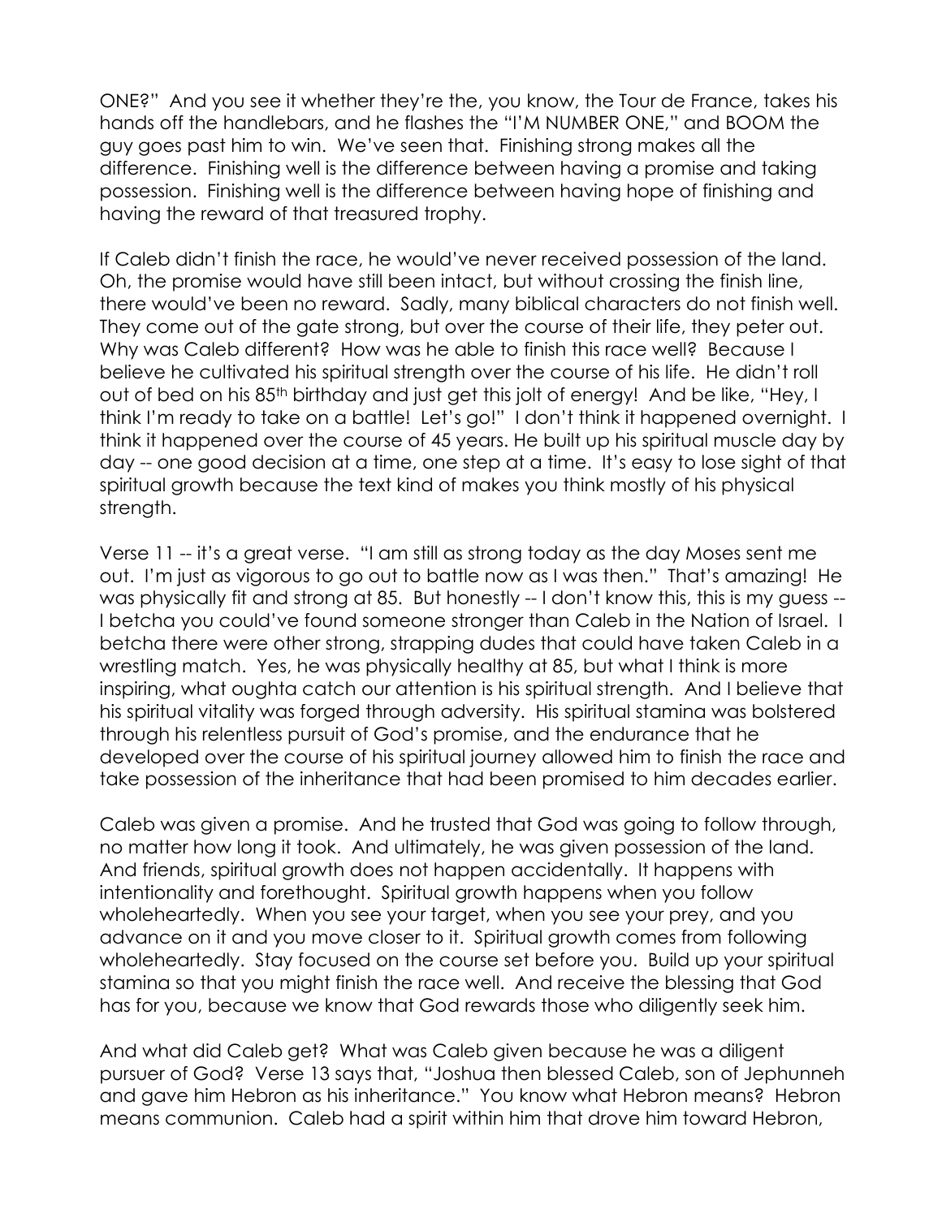ONE?" And you see it whether they're the, you know, the Tour de France, takes his hands off the handlebars, and he flashes the "I'M NUMBER ONE," and BOOM the guy goes past him to win. We've seen that. Finishing strong makes all the difference. Finishing well is the difference between having a promise and taking possession. Finishing well is the difference between having hope of finishing and having the reward of that treasured trophy.

If Caleb didn't finish the race, he would've never received possession of the land. Oh, the promise would have still been intact, but without crossing the finish line, there would've been no reward. Sadly, many biblical characters do not finish well. They come out of the gate strong, but over the course of their life, they peter out. Why was Caleb different? How was he able to finish this race well? Because I believe he cultivated his spiritual strength over the course of his life. He didn't roll out of bed on his 85th birthday and just get this jolt of energy! And be like, "Hey, I think I'm ready to take on a battle! Let's go!" I don't think it happened overnight. I think it happened over the course of 45 years. He built up his spiritual muscle day by day -- one good decision at a time, one step at a time. It's easy to lose sight of that spiritual growth because the text kind of makes you think mostly of his physical strength.

Verse 11 -- it's a great verse. "I am still as strong today as the day Moses sent me out. I'm just as vigorous to go out to battle now as I was then." That's amazing! He was physically fit and strong at 85. But honestly -- I don't know this, this is my guess -- I betcha you could've found someone stronger than Caleb in the Nation of Israel. I betcha there were other strong, strapping dudes that could have taken Caleb in a wrestling match. Yes, he was physically healthy at 85, but what I think is more inspiring, what oughta catch our attention is his spiritual strength. And I believe that his spiritual vitality was forged through adversity. His spiritual stamina was bolstered through his relentless pursuit of God's promise, and the endurance that he developed over the course of his spiritual journey allowed him to finish the race and take possession of the inheritance that had been promised to him decades earlier.

Caleb was given a promise. And he trusted that God was going to follow through, no matter how long it took. And ultimately, he was given possession of the land. And friends, spiritual growth does not happen accidentally. It happens with intentionality and forethought. Spiritual growth happens when you follow wholeheartedly. When you see your target, when you see your prey, and you advance on it and you move closer to it. Spiritual growth comes from following wholeheartedly. Stay focused on the course set before you. Build up your spiritual stamina so that you might finish the race well. And receive the blessing that God has for you, because we know that God rewards those who diligently seek him.

And what did Caleb get? What was Caleb given because he was a diligent pursuer of God? Verse 13 says that, "Joshua then blessed Caleb, son of Jephunneh and gave him Hebron as his inheritance." You know what Hebron means? Hebron means communion. Caleb had a spirit within him that drove him toward Hebron,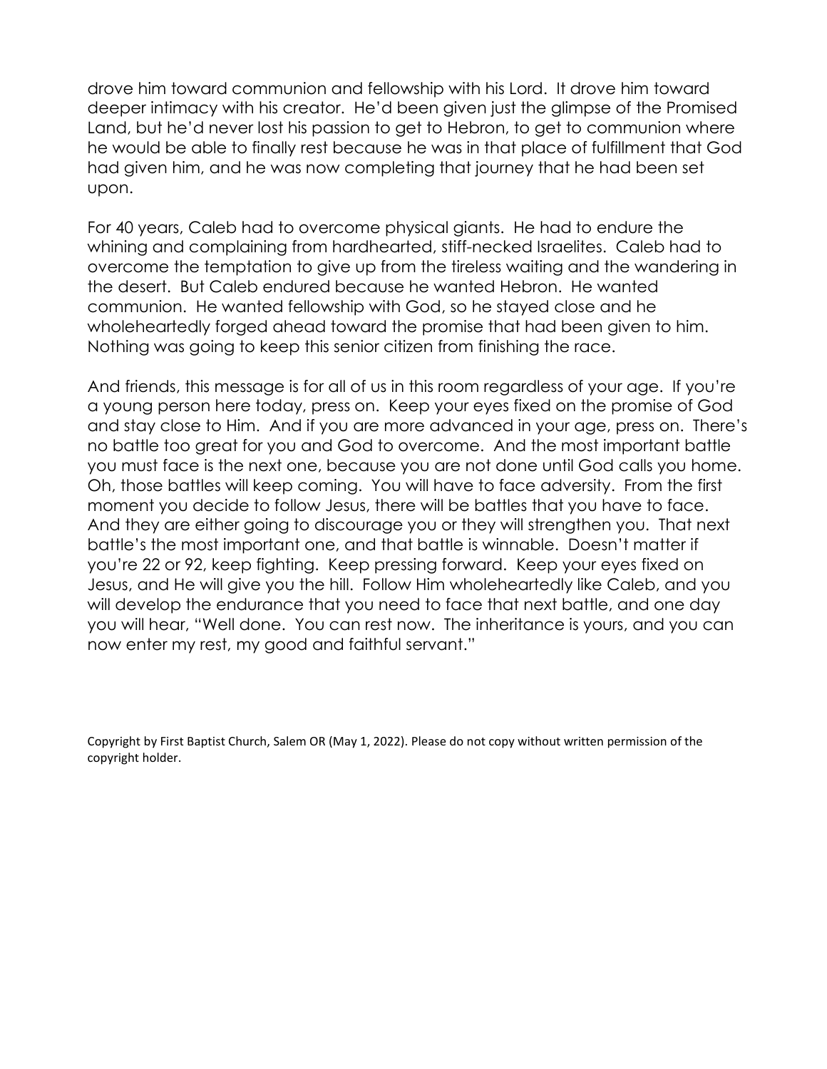drove him toward communion and fellowship with his Lord. It drove him toward deeper intimacy with his creator. He'd been given just the glimpse of the Promised Land, but he'd never lost his passion to get to Hebron, to get to communion where he would be able to finally rest because he was in that place of fulfillment that God had given him, and he was now completing that journey that he had been set upon.

For 40 years, Caleb had to overcome physical giants. He had to endure the whining and complaining from hardhearted, stiff-necked Israelites. Caleb had to overcome the temptation to give up from the tireless waiting and the wandering in the desert. But Caleb endured because he wanted Hebron. He wanted communion. He wanted fellowship with God, so he stayed close and he wholeheartedly forged ahead toward the promise that had been given to him. Nothing was going to keep this senior citizen from finishing the race.

And friends, this message is for all of us in this room regardless of your age. If you're a young person here today, press on. Keep your eyes fixed on the promise of God and stay close to Him. And if you are more advanced in your age, press on. There's no battle too great for you and God to overcome. And the most important battle you must face is the next one, because you are not done until God calls you home. Oh, those battles will keep coming. You will have to face adversity. From the first moment you decide to follow Jesus, there will be battles that you have to face. And they are either going to discourage you or they will strengthen you. That next battle's the most important one, and that battle is winnable. Doesn't matter if you're 22 or 92, keep fighting. Keep pressing forward. Keep your eyes fixed on Jesus, and He will give you the hill. Follow Him wholeheartedly like Caleb, and you will develop the endurance that you need to face that next battle, and one day you will hear, "Well done. You can rest now. The inheritance is yours, and you can now enter my rest, my good and faithful servant."

Copyright by First Baptist Church, Salem OR (May 1, 2022). Please do not copy without written permission of the copyright holder.